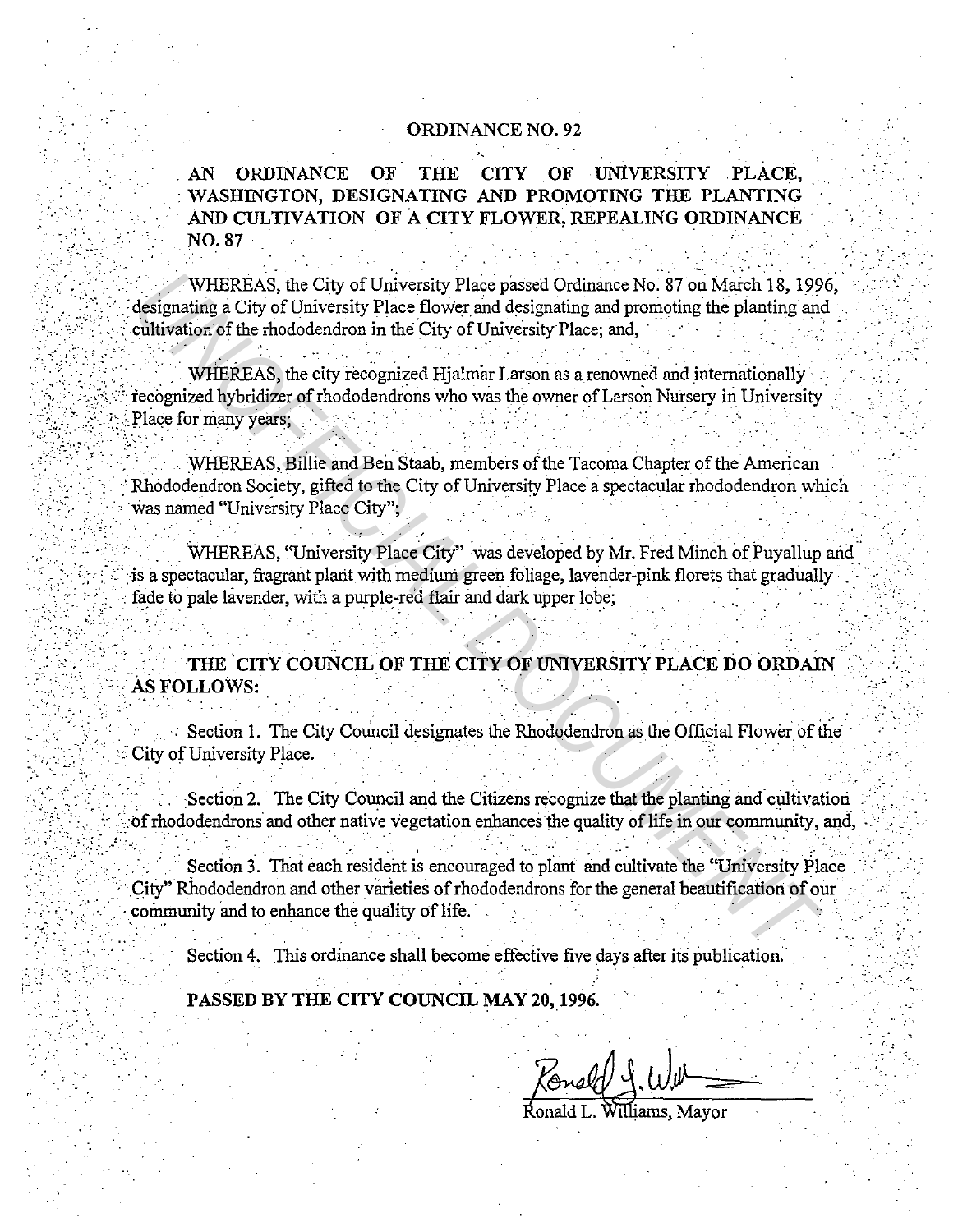# ORDINANCE NO. 92

## AN ORDINANCE OF THE CITY OF UNIVERSITY PLACE, WASHINGTON, DESIGNATING AND PROMOTING THE PLANTING AND CULTIVATION OF A CITY FLOWER, REPEALING ORDINANCE NO. 87

WHEREAS, the City of University Place passed Ordinance No. 87 on March 18, 1996, designating a City of University Place flower and designating and promoting the planting and cultivation of the rhododendron in the City of University Place; and,

WHEREAS, the city recognized Hjalmar Larson as a renowned and internationally recognized hybridizer of rhododendrons who was the owner of Larson Nursery in University Place for many years;

WHEREAS, Billie and Ben Staab, members of the Tacoma Chapter of the American Rhododendron Society, gifted to the City of University Place a spectacular rhododendron which was named "University Place City";

WHEREAS, "University Place City" was developed by Mr. Fred Minch of Puyallup and is a spectacular, fragrant plant with medium green foliage, lavender-pink florets that gradually fade to pale lavender, with a purple-red flair and dark upper lobe;

**THE CITY COUNCIL OF THE CITY OF UNIVERSITY PLACE DO ORDAIN AS FOLLOWS:**

Section 1. The City Council designates the Rhododendron as the Official Flower of the City of University Place.

Section 2. The City Council and the Citizens recognize that the planting and cultivation of rhododendrons and other native vegetation enhances the quality of life in our community, and,

Section 3. That each resident is encouraged to plant and cultivate the "University Place City" Rhododendron and other varieties of rhododendrons for the general beautification of our community and to enhance the quality of life.

Section 4. This ordinance shall become effective five days after its publication.

**PASSED BY THE CITY COUNCIL MAY 20, 1996.**

Ronald L. Williams, Mayor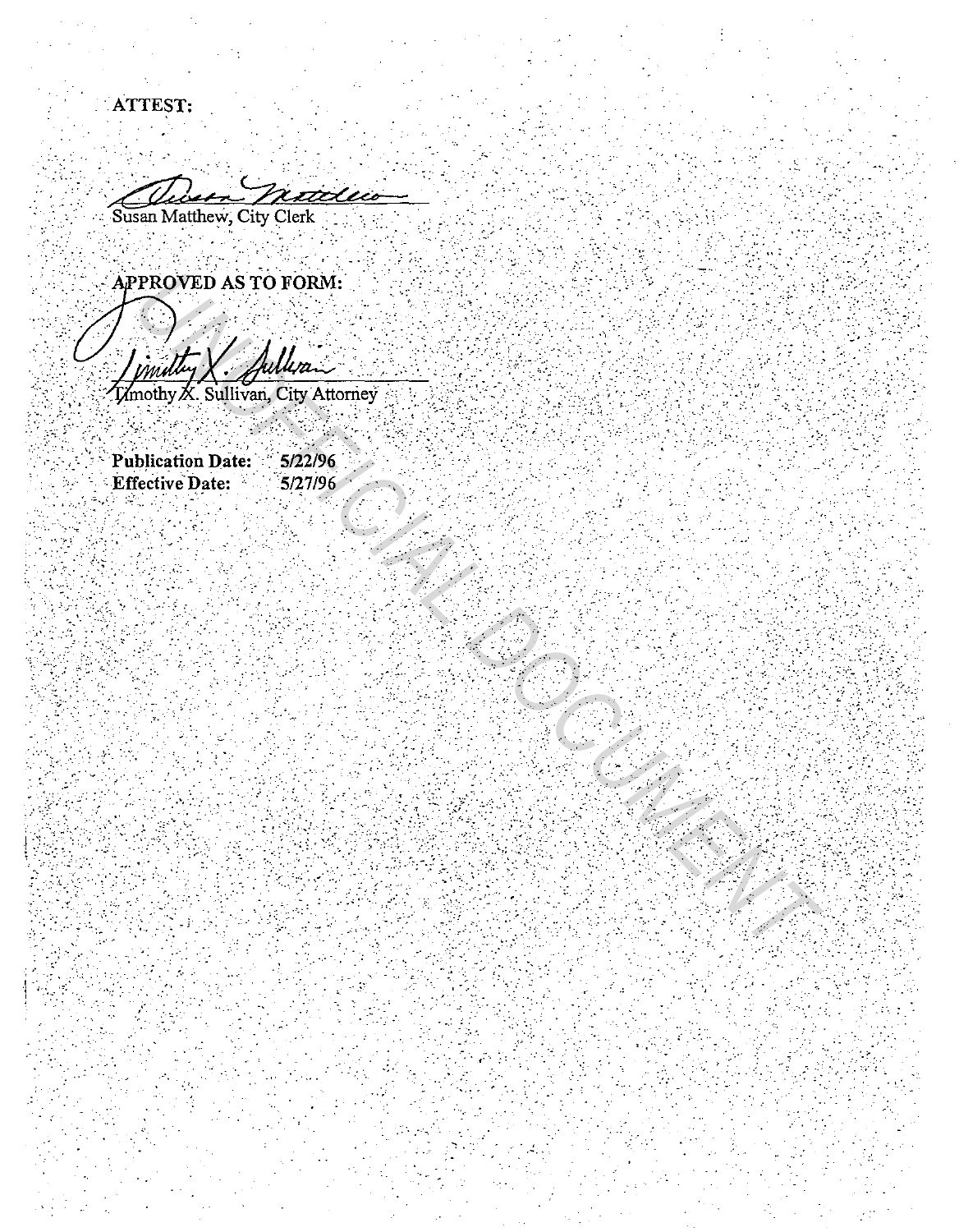**ATTEST:**

Susan Matthew, City Clerk

**APPROVED AS TO FORM:**

Timothy X. Sullivan, City Attorney

**Publication Date:** 5/22/96
**Effective Date:** 5/27/96

UNOFFICIAL DOCUMENT